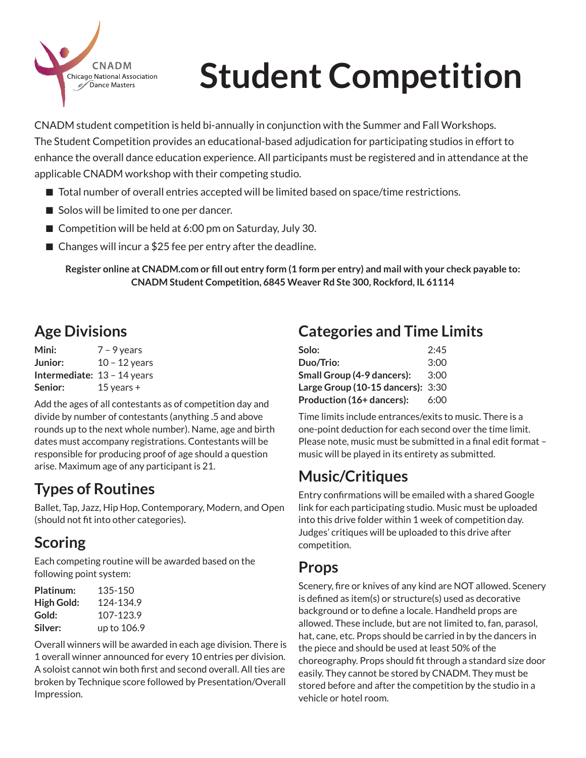CNADM
Chicago National Association of Dance Masters

# Student Competition

CNADM student competition is held bi-annually in conjunction with the Summer and Fall Workshops. The Student Competition provides an educational-based adjudication for participating studios in effort to enhance the overall dance education experience. All participants must be registered and in attendance at the applicable CNADM workshop with their competing studio.

- Total number of overall entries accepted will be limited based on space/time restrictions.
- Solos will be limited to one per dancer.
- Competition will be held at 6:00 pm on Saturday, July 30.
- Changes will incur a $25 fee per entry after the deadline.

**Register online at CNADM.com or fill out entry form (1 form per entry) and mail with your check payable to: CNADM Student Competition, 6845 Weaver Rd Ste 300, Rockford, IL 61114**

## Age Divisions

| | |
|---|---|
| **Mini:** | 7 – 9 years |
| **Junior:** | 10 – 12 years |
| **Intermediate:** | 13 – 14 years |
| **Senior:** | 15 years + |

Add the ages of all contestants as of competition day and divide by number of contestants (anything .5 and above rounds up to the next whole number). Name, age and birth dates must accompany registrations. Contestants will be responsible for producing proof of age should a question arise. Maximum age of any participant is 21.

## Types of Routines

Ballet, Tap, Jazz, Hip Hop, Contemporary, Modern, and Open (should not fit into other categories).

## Scoring

Each competing routine will be awarded based on the following point system:

| | |
|---|---|
| **Platinum:** | 135-150 |
| **High Gold:** | 124-134.9 |
| **Gold:** | 107-123.9 |
| **Silver:** | up to 106.9 |

Overall winners will be awarded in each age division. There is 1 overall winner announced for every 10 entries per division. A soloist cannot win both first and second overall. All ties are broken by Technique score followed by Presentation/Overall Impression.

## Categories and Time Limits

| | |
|---|---|
| **Solo:** | 2:45 |
| **Duo/Trio:** | 3:00 |
| **Small Group (4-9 dancers):** | 3:00 |
| **Large Group (10-15 dancers):** | 3:30 |
| **Production (16+ dancers):** | 6:00 |

Time limits include entrances/exits to music. There is a one-point deduction for each second over the time limit. Please note, music must be submitted in a final edit format – music will be played in its entirety as submitted.

## Music/Critiques

Entry confirmations will be emailed with a shared Google link for each participating studio. Music must be uploaded into this drive folder within 1 week of competition day. Judges' critiques will be uploaded to this drive after competition.

## Props

Scenery, fire or knives of any kind are NOT allowed. Scenery is defined as item(s) or structure(s) used as decorative background or to define a locale. Handheld props are allowed. These include, but are not limited to, fan, parasol, hat, cane, etc. Props should be carried in by the dancers in the piece and should be used at least 50% of the choreography. Props should fit through a standard size door easily. They cannot be stored by CNADM. They must be stored before and after the competition by the studio in a vehicle or hotel room.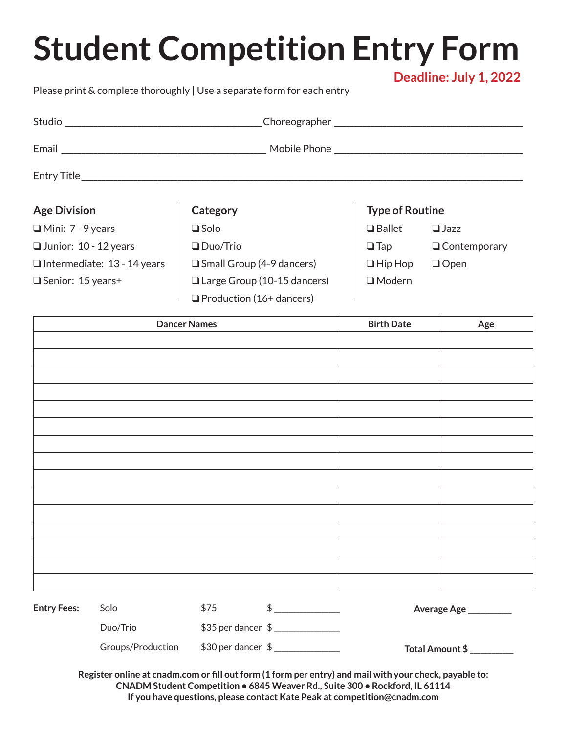# Student Competition Entry Form

**Deadline: July 1, 2022**

Please print & complete thoroughly | Use a separate form for each entry

Studio ______________________________ Choreographer ______________________________

Email ______________________________ Mobile Phone ______________________________

Entry Title ____________________________________________________________

**Age Division**

- ❑ Mini: 7 - 9 years
- ❑ Junior: 10 - 12 years
- ❑ Intermediate: 13 - 14 years
- ❑ Senior: 15 years+

**Category**

- ❑ Solo
- ❑ Duo/Trio
- ❑ Small Group (4-9 dancers)
- ❑ Large Group (10-15 dancers)
- ❑ Production (16+ dancers)

**Type of Routine**

- ❑ Ballet
- ❑ Jazz
- ❑ Tap
- ❑ Contemporary
- ❑ Hip Hop
- ❑ Open
- ❑ Modern

| Dancer Names | Birth Date | Age |
|---|---|---|
| | | |
| | | |
| | | |
| | | |
| | | |
| | | |
| | | |
| | | |
| | | |
| | | |
| | | |
| | | |
| | | |
| | | |
| | | |

**Entry Fees:**

| | | |
|---|---|---|
| Solo | $75 | $ ____________ |
| Duo/Trio | $35 per dancer | $ ____________ |
| Groups/Production | $30 per dancer | $ ____________ |

**Average Age** ________

**Total Amount $** ________

**Register online at cnadm.com or fill out form (1 form per entry) and mail with your check, payable to:**
**CNADM Student Competition • 6845 Weaver Rd., Suite 300 • Rockford, IL 61114**
**If you have questions, please contact Kate Peak at competition@cnadm.com**